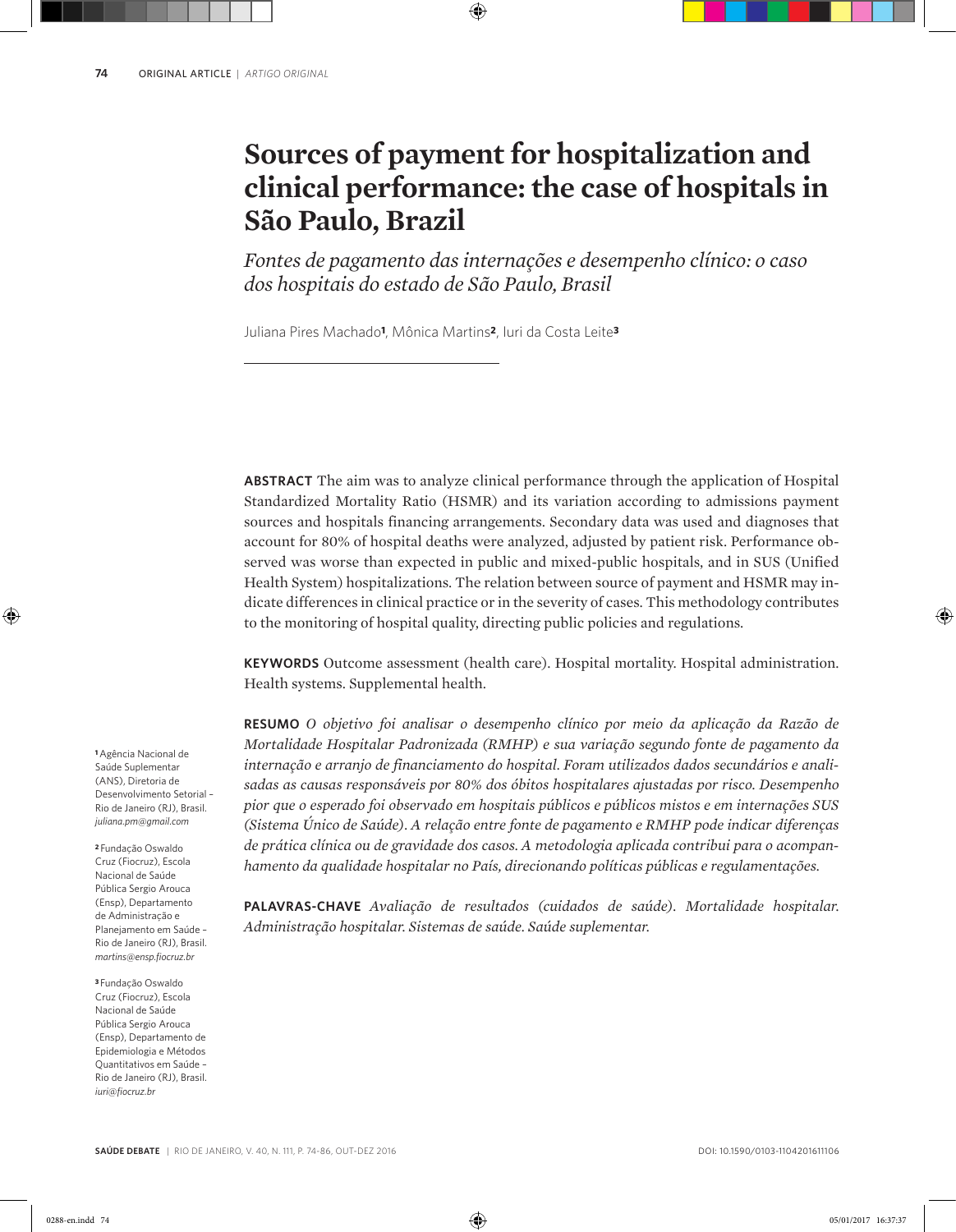# Sources of payment for hospitalization and clinical performance: the case of hospitals in São Paulo, Brazil

*Fontes de pagamento das internações e desempenho clínico: o caso dos hospitais do estado de São Paulo, Brasil*

Juliana Pires Machado[1], Mônica Martins[2], Iuri da Costa Leite[3]

**ABSTRACT** The aim was to analyze clinical performance through the application of Hospital Standardized Mortality Ratio (HSMR) and its variation according to admissions payment sources and hospitals financing arrangements. Secondary data was used and diagnoses that account for 80% of hospital deaths were analyzed, adjusted by patient risk. Performance observed was worse than expected in public and mixed-public hospitals, and in SUS (Unified Health System) hospitalizations. The relation between source of payment and HSMR may indicate differences in clinical practice or in the severity of cases. This methodology contributes to the monitoring of hospital quality, directing public policies and regulations.

**KEYWORDS** Outcome assessment (health care). Hospital mortality. Hospital administration. Health systems. Supplemental health.

**RESUMO** *O objetivo foi analisar o desempenho clínico por meio da aplicação da Razão de Mortalidade Hospitalar Padronizada (RMHP) e sua variação segundo fonte de pagamento da internação e arranjo de financiamento do hospital. Foram utilizados dados secundários e analisadas as causas responsáveis por 80% dos óbitos hospitalares ajustadas por risco. Desempenho pior que o esperado foi observado em hospitais públicos e públicos mistos e em internações SUS (Sistema Único de Saúde). A relação entre fonte de pagamento e RMHP pode indicar diferenças de prática clínica ou de gravidade dos casos. A metodologia aplicada contribui para o acompanhamento da qualidade hospitalar no País, direcionando políticas públicas e regulamentações.*

**PALAVRAS-CHAVE** *Avaliação de resultados (cuidados de saúde). Mortalidade hospitalar. Administração hospitalar. Sistemas de saúde. Saúde suplementar.*

[1] Agência Nacional de Saúde Suplementar (ANS), Diretoria de Desenvolvimento Setorial – Rio de Janeiro (RJ), Brasil. *juliana.pm@gmail.com*

[2] Fundação Oswaldo Cruz (Fiocruz), Escola Nacional de Saúde Pública Sergio Arouca (Ensp), Departamento de Administração e Planejamento em Saúde – Rio de Janeiro (RJ), Brasil. *martins@ensp.fiocruz.br*

[3] Fundação Oswaldo Cruz (Fiocruz), Escola Nacional de Saúde Pública Sergio Arouca (Ensp), Departamento de Epidemiologia e Métodos Quantitativos em Saúde – Rio de Janeiro (RJ), Brasil. *iuri@fiocruz.br*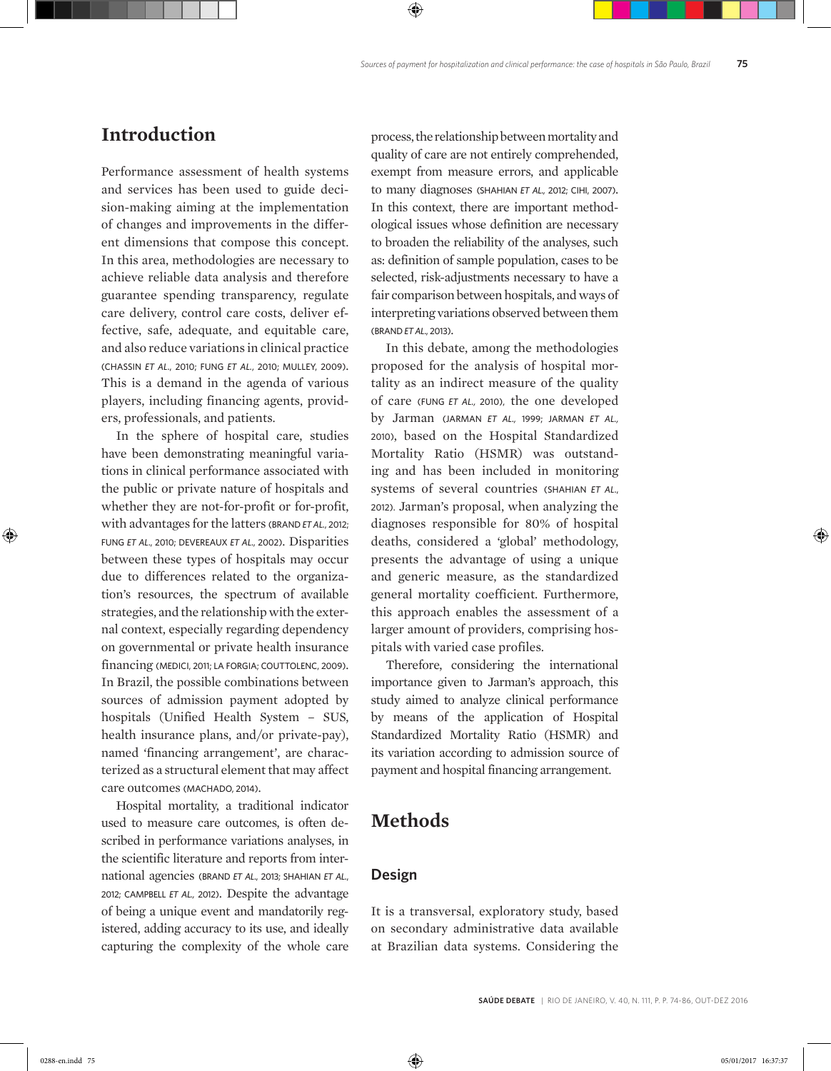## Introduction

Performance assessment of health systems and services has been used to guide decision-making aiming at the implementation of changes and improvements in the different dimensions that compose this concept. In this area, methodologies are necessary to achieve reliable data analysis and therefore guarantee spending transparency, regulate care delivery, control care costs, deliver effective, safe, adequate, and equitable care, and also reduce variations in clinical practice (CHASSIN *ET AL.*, 2010; FUNG *ET AL.*, 2010; MULLEY, 2009). This is a demand in the agenda of various players, including financing agents, providers, professionals, and patients.

In the sphere of hospital care, studies have been demonstrating meaningful variations in clinical performance associated with the public or private nature of hospitals and whether they are not-for-profit or for-profit, with advantages for the latters (BRAND *ET AL.*, 2012; FUNG *ET AL.*, 2010; DEVEREAUX *ET AL.*, 2002). Disparities between these types of hospitals may occur due to differences related to the organization's resources, the spectrum of available strategies, and the relationship with the external context, especially regarding dependency on governmental or private health insurance financing (MEDICI, 2011; LA FORGIA; COUTTOLENC, 2009). In Brazil, the possible combinations between sources of admission payment adopted by hospitals (Unified Health System – SUS, health insurance plans, and/or private-pay), named 'financing arrangement', are characterized as a structural element that may affect care outcomes (MACHADO, 2014).

Hospital mortality, a traditional indicator used to measure care outcomes, is often described in performance variations analyses, in the scientific literature and reports from international agencies (BRAND *ET AL.*, 2013; SHAHIAN *ET AL.*, 2012; CAMPBELL *ET AL.*, 2012). Despite the advantage of being a unique event and mandatorily registered, adding accuracy to its use, and ideally capturing the complexity of the whole care process, the relationship between mortality and quality of care are not entirely comprehended, exempt from measure errors, and applicable to many diagnoses (SHAHIAN *ET AL.*, 2012; CIHI, 2007). In this context, there are important methodological issues whose definition are necessary to broaden the reliability of the analyses, such as: definition of sample population, cases to be selected, risk-adjustments necessary to have a fair comparison between hospitals, and ways of interpreting variations observed between them (BRAND *ET AL.*, 2013).

In this debate, among the methodologies proposed for the analysis of hospital mortality as an indirect measure of the quality of care (FUNG *ET AL.*, 2010), the one developed by Jarman (JARMAN *ET AL.*, 1999; JARMAN *ET AL.*, 2010), based on the Hospital Standardized Mortality Ratio (HSMR) was outstanding and has been included in monitoring systems of several countries (SHAHIAN *ET AL.*, 2012). Jarman's proposal, when analyzing the diagnoses responsible for 80% of hospital deaths, considered a 'global' methodology, presents the advantage of using a unique and generic measure, as the standardized general mortality coefficient. Furthermore, this approach enables the assessment of a larger amount of providers, comprising hospitals with varied case profiles.

Therefore, considering the international importance given to Jarman's approach, this study aimed to analyze clinical performance by means of the application of Hospital Standardized Mortality Ratio (HSMR) and its variation according to admission source of payment and hospital financing arrangement.

## Methods

### Design

It is a transversal, exploratory study, based on secondary administrative data available at Brazilian data systems. Considering the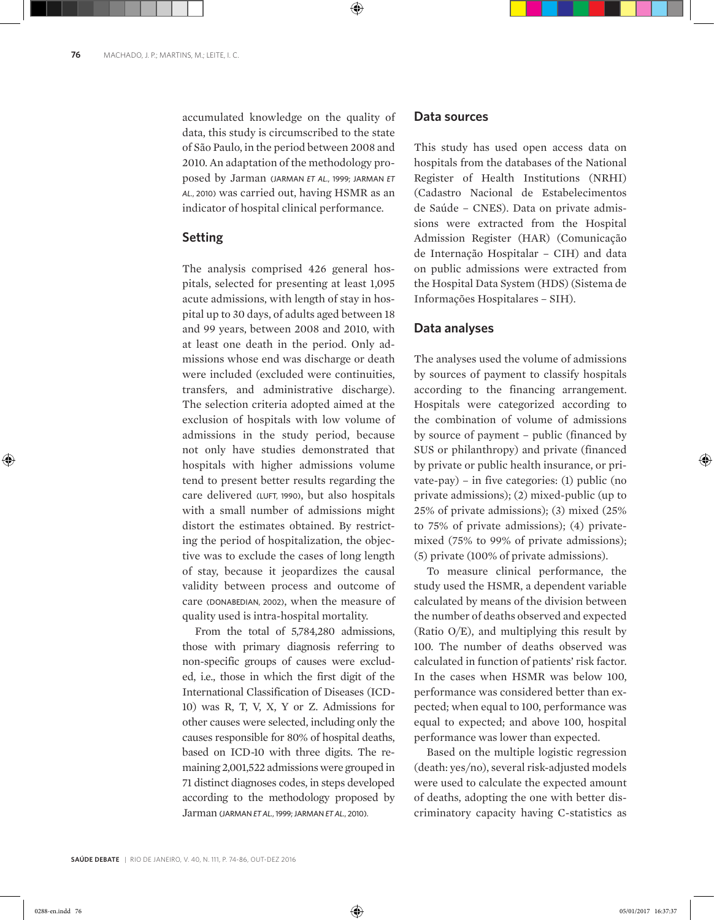accumulated knowledge on the quality of data, this study is circumscribed to the state of São Paulo, in the period between 2008 and 2010. An adaptation of the methodology proposed by Jarman (JARMAN *ET AL.*, 1999; JARMAN *ET AL.*, 2010) was carried out, having HSMR as an indicator of hospital clinical performance.

## Setting

The analysis comprised 426 general hospitals, selected for presenting at least 1,095 acute admissions, with length of stay in hospital up to 30 days, of adults aged between 18 and 99 years, between 2008 and 2010, with at least one death in the period. Only admissions whose end was discharge or death were included (excluded were continuities, transfers, and administrative discharge). The selection criteria adopted aimed at the exclusion of hospitals with low volume of admissions in the study period, because not only have studies demonstrated that hospitals with higher admissions volume tend to present better results regarding the care delivered (LUFT, 1990), but also hospitals with a small number of admissions might distort the estimates obtained. By restricting the period of hospitalization, the objective was to exclude the cases of long length of stay, because it jeopardizes the causal validity between process and outcome of care (DONABEDIAN, 2002), when the measure of quality used is intra-hospital mortality.

From the total of 5,784,280 admissions, those with primary diagnosis referring to non-specific groups of causes were excluded, i.e., those in which the first digit of the International Classification of Diseases (ICD-10) was R, T, V, X, Y or Z. Admissions for other causes were selected, including only the causes responsible for 80% of hospital deaths, based on ICD-10 with three digits. The remaining 2,001,522 admissions were grouped in 71 distinct diagnoses codes, in steps developed according to the methodology proposed by Jarman (JARMAN *ET AL.*, 1999; JARMAN *ET AL.*, 2010).

## Data sources

This study has used open access data on hospitals from the databases of the National Register of Health Institutions (NRHI) (Cadastro Nacional de Estabelecimentos de Saúde – CNES). Data on private admissions were extracted from the Hospital Admission Register (HAR) (Comunicação de Internação Hospitalar – CIH) and data on public admissions were extracted from the Hospital Data System (HDS) (Sistema de Informações Hospitalares – SIH).

## Data analyses

The analyses used the volume of admissions by sources of payment to classify hospitals according to the financing arrangement. Hospitals were categorized according to the combination of volume of admissions by source of payment – public (financed by SUS or philanthropy) and private (financed by private or public health insurance, or private-pay) – in five categories: (1) public (no private admissions); (2) mixed-public (up to 25% of private admissions); (3) mixed (25% to 75% of private admissions); (4) private-mixed (75% to 99% of private admissions); (5) private (100% of private admissions).

To measure clinical performance, the study used the HSMR, a dependent variable calculated by means of the division between the number of deaths observed and expected (Ratio O/E), and multiplying this result by 100. The number of deaths observed was calculated in function of patients' risk factor. In the cases when HSMR was below 100, performance was considered better than expected; when equal to 100, performance was equal to expected; and above 100, hospital performance was lower than expected.

Based on the multiple logistic regression (death: yes/no), several risk-adjusted models were used to calculate the expected amount of deaths, adopting the one with better discriminatory capacity having C-statistics as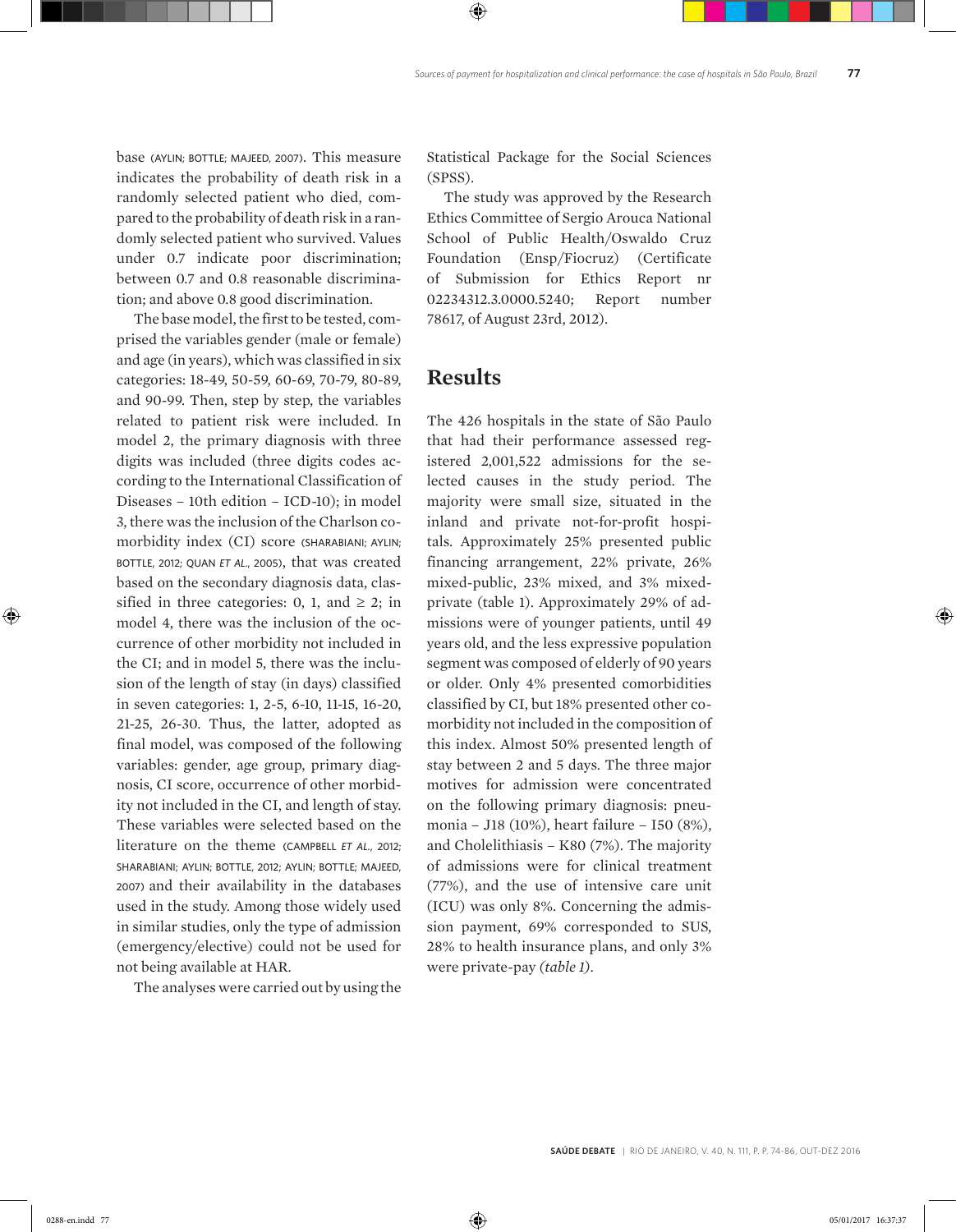base (AYLIN; BOTTLE; MAJEED, 2007). This measure indicates the probability of death risk in a randomly selected patient who died, compared to the probability of death risk in a randomly selected patient who survived. Values under 0.7 indicate poor discrimination; between 0.7 and 0.8 reasonable discrimination; and above 0.8 good discrimination.

The base model, the first to be tested, comprised the variables gender (male or female) and age (in years), which was classified in six categories: 18-49, 50-59, 60-69, 70-79, 80-89, and 90-99. Then, step by step, the variables related to patient risk were included. In model 2, the primary diagnosis with three digits was included (three digits codes according to the International Classification of Diseases – 10th edition – ICD-10); in model 3, there was the inclusion of the Charlson comorbidity index (CI) score (SHARABIANI; AYLIN; BOTTLE, 2012; QUAN *ET AL.*, 2005), that was created based on the secondary diagnosis data, classified in three categories: 0, 1, and ≥ 2; in model 4, there was the inclusion of the occurrence of other morbidity not included in the CI; and in model 5, there was the inclusion of the length of stay (in days) classified in seven categories: 1, 2-5, 6-10, 11-15, 16-20, 21-25, 26-30. Thus, the latter, adopted as final model, was composed of the following variables: gender, age group, primary diagnosis, CI score, occurrence of other morbidity not included in the CI, and length of stay. These variables were selected based on the literature on the theme (CAMPBELL *ET AL.*, 2012; SHARABIANI; AYLIN; BOTTLE, 2012; AYLIN; BOTTLE; MAJEED, 2007) and their availability in the databases used in the study. Among those widely used in similar studies, only the type of admission (emergency/elective) could not be used for not being available at HAR.

The analyses were carried out by using the Statistical Package for the Social Sciences (SPSS).

The study was approved by the Research Ethics Committee of Sergio Arouca National School of Public Health/Oswaldo Cruz Foundation (Ensp/Fiocruz) (Certificate of Submission for Ethics Report nr 02234312.3.0000.5240; Report number 78617, of August 23rd, 2012).

## Results

The 426 hospitals in the state of São Paulo that had their performance assessed registered 2,001,522 admissions for the selected causes in the study period. The majority were small size, situated in the inland and private not-for-profit hospitals. Approximately 25% presented public financing arrangement, 22% private, 26% mixed-public, 23% mixed, and 3% mixed-private (table 1). Approximately 29% of admissions were of younger patients, until 49 years old, and the less expressive population segment was composed of elderly of 90 years or older. Only 4% presented comorbidities classified by CI, but 18% presented other comorbidity not included in the composition of this index. Almost 50% presented length of stay between 2 and 5 days. The three major motives for admission were concentrated on the following primary diagnosis: pneumonia – J18 (10%), heart failure – I50 (8%), and Cholelithiasis – K80 (7%). The majority of admissions were for clinical treatment (77%), and the use of intensive care unit (ICU) was only 8%. Concerning the admission payment, 69% corresponded to SUS, 28% to health insurance plans, and only 3% were private-pay *(table 1)*.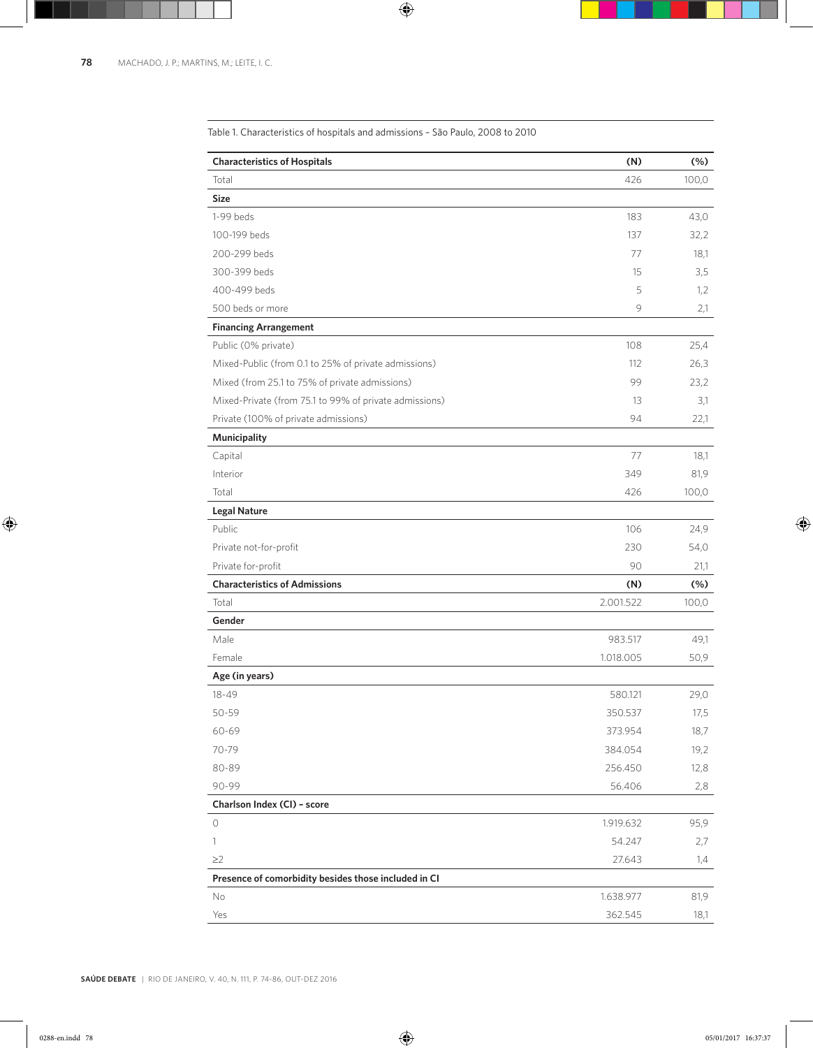Table 1. Characteristics of hospitals and admissions – São Paulo, 2008 to 2010

| **Characteristics of Hospitals** | **(N)** | **(%)** |
|---|---|---|
| Total | 426 | 100,0 |
| **Size** | | |
| 1-99 beds | 183 | 43,0 |
| 100-199 beds | 137 | 32,2 |
| 200-299 beds | 77 | 18,1 |
| 300-399 beds | 15 | 3,5 |
| 400-499 beds | 5 | 1,2 |
| 500 beds or more | 9 | 2,1 |
| **Financing Arrangement** | | |
| Public (0% private) | 108 | 25,4 |
| Mixed-Public (from 0.1 to 25% of private admissions) | 112 | 26,3 |
| Mixed (from 25.1 to 75% of private admissions) | 99 | 23,2 |
| Mixed-Private (from 75.1 to 99% of private admissions) | 13 | 3,1 |
| Private (100% of private admissions) | 94 | 22,1 |
| **Municipality** | | |
| Capital | 77 | 18,1 |
| Interior | 349 | 81,9 |
| Total | 426 | 100,0 |
| **Legal Nature** | | |
| Public | 106 | 24,9 |
| Private not-for-profit | 230 | 54,0 |
| Private for-profit | 90 | 21,1 |
| **Characteristics of Admissions** | **(N)** | **(%)** |
| Total | 2.001.522 | 100,0 |
| **Gender** | | |
| Male | 983.517 | 49,1 |
| Female | 1.018.005 | 50,9 |
| **Age (in years)** | | |
| 18-49 | 580.121 | 29,0 |
| 50-59 | 350.537 | 17,5 |
| 60-69 | 373.954 | 18,7 |
| 70-79 | 384.054 | 19,2 |
| 80-89 | 256.450 | 12,8 |
| 90-99 | 56.406 | 2,8 |
| **Charlson Index (CI) – score** | | |
| 0 | 1.919.632 | 95,9 |
| 1 | 54.247 | 2,7 |
| ≥2 | 27.643 | 1,4 |
| **Presence of comorbidity besides those included in CI** | | |
| No | 1.638.977 | 81,9 |
| Yes | 362.545 | 18,1 |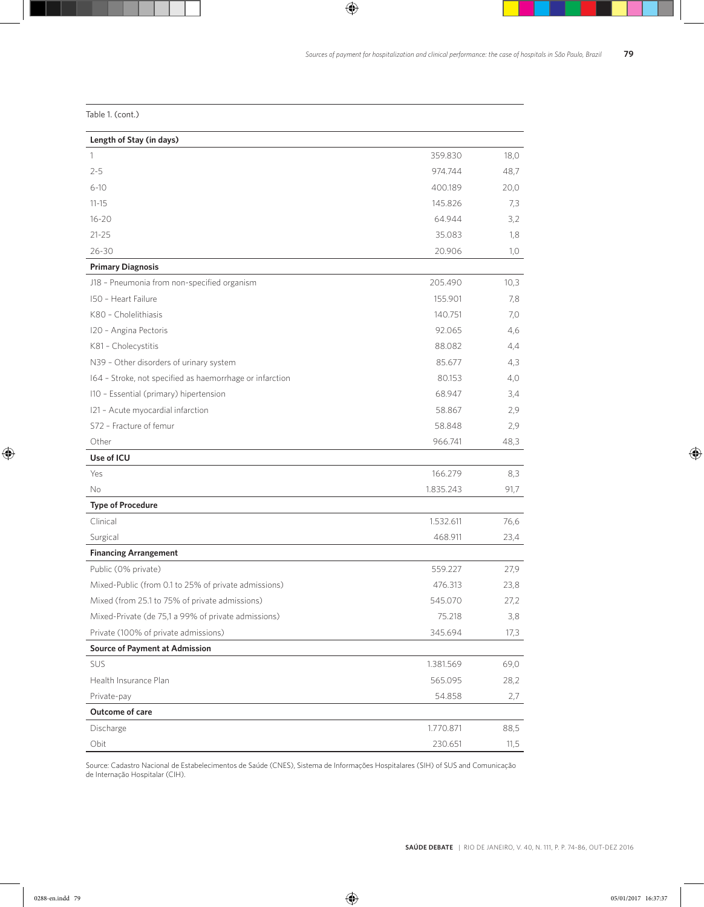Table 1. (cont.)

| | | |
|---|---|---|
| **Length of Stay (in days)** | | |
| 1 | 359.830 | 18,0 |
| 2-5 | 974.744 | 48,7 |
| 6-10 | 400.189 | 20,0 |
| 11-15 | 145.826 | 7,3 |
| 16-20 | 64.944 | 3,2 |
| 21-25 | 35.083 | 1,8 |
| 26-30 | 20.906 | 1,0 |
| **Primary Diagnosis** | | |
| J18 – Pneumonia from non-specified organism | 205.490 | 10,3 |
| I50 – Heart Failure | 155.901 | 7,8 |
| K80 – Cholelithiasis | 140.751 | 7,0 |
| I20 – Angina Pectoris | 92.065 | 4,6 |
| K81 – Cholecystitis | 88.082 | 4,4 |
| N39 – Other disorders of urinary system | 85.677 | 4,3 |
| I64 – Stroke, not specified as haemorrhage or infarction | 80.153 | 4,0 |
| I10 – Essential (primary) hypertension | 68.947 | 3,4 |
| I21 – Acute myocardial infarction | 58.867 | 2,9 |
| S72 – Fracture of femur | 58.848 | 2,9 |
| Other | 966.741 | 48,3 |
| **Use of ICU** | | |
| Yes | 166.279 | 8,3 |
| No | 1.835.243 | 91,7 |
| **Type of Procedure** | | |
| Clinical | 1.532.611 | 76,6 |
| Surgical | 468.911 | 23,4 |
| **Financing Arrangement** | | |
| Public (0% private) | 559.227 | 27,9 |
| Mixed-Public (from 0.1 to 25% of private admissions) | 476.313 | 23,8 |
| Mixed (from 25.1 to 75% of private admissions) | 545.070 | 27,2 |
| Mixed-Private (de 75,1 a 99% of private admissions) | 75.218 | 3,8 |
| Private (100% of private admissions) | 345.694 | 17,3 |
| **Source of Payment at Admission** | | |
| SUS | 1.381.569 | 69,0 |
| Health Insurance Plan | 565.095 | 28,2 |
| Private-pay | 54.858 | 2,7 |
| **Outcome of care** | | |
| Discharge | 1.770.871 | 88,5 |
| Obit | 230.651 | 11,5 |

Source: Cadastro Nacional de Estabelecimentos de Saúde (CNES), Sistema de Informações Hospitalares (SIH) of SUS and Comunicação de Internação Hospitalar (CIH).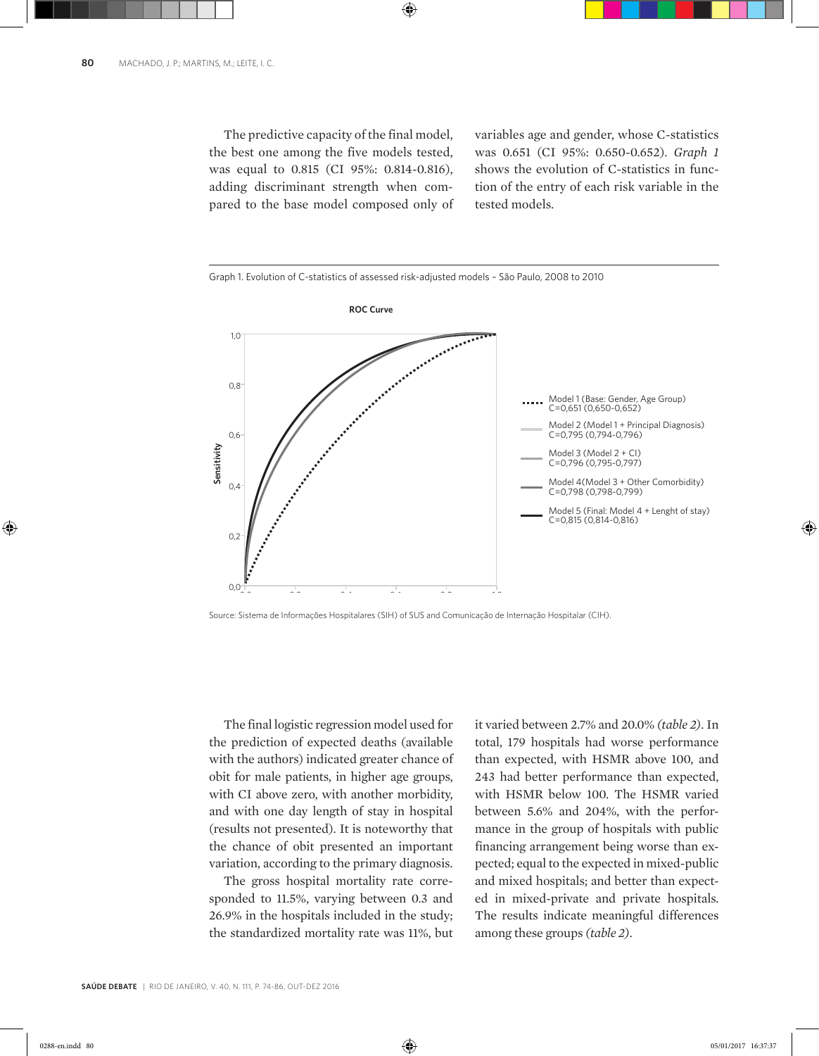The predictive capacity of the final model, the best one among the five models tested, was equal to 0.815 (CI 95%: 0.814-0.816), adding discriminant strength when compared to the base model composed only of variables age and gender, whose C-statistics was 0.651 (CI 95%: 0.650-0.652). *Graph 1* shows the evolution of C-statistics in function of the entry of each risk variable in the tested models.

Graph 1. Evolution of C-statistics of assessed risk-adjusted models – São Paulo, 2008 to 2010

**ROC Curve**

Model 1 (Base: Gender, Age Group) C=0,651 (0,650-0,652)

Model 2 (Model 1 + Principal Diagnosis) C=0,795 (0,794-0,796)

Model 3 (Model 2 + CI) C=0,796 (0,795-0,797)

Model 4(Model 3 + Other Comorbidity) C=0,798 (0,798-0,799)

Model 5 (Final: Model 4 + Lenght of stay) C=0,815 (0,814-0,816)

Source: Sistema de Informações Hospitalares (SIH) of SUS and Comunicação de Internação Hospitalar (CIH).

The final logistic regression model used for the prediction of expected deaths (available with the authors) indicated greater chance of obit for male patients, in higher age groups, with CI above zero, with another morbidity, and with one day length of stay in hospital (results not presented). It is noteworthy that the chance of obit presented an important variation, according to the primary diagnosis.

The gross hospital mortality rate corresponded to 11.5%, varying between 0.3 and 26.9% in the hospitals included in the study; the standardized mortality rate was 11%, but it varied between 2.7% and 20.0% *(table 2)*. In total, 179 hospitals had worse performance than expected, with HSMR above 100, and 243 had better performance than expected, with HSMR below 100. The HSMR varied between 5.6% and 204%, with the performance in the group of hospitals with public financing arrangement being worse than expected; equal to the expected in mixed-public and mixed hospitals; and better than expected in mixed-private and private hospitals. The results indicate meaningful differences among these groups *(table 2)*.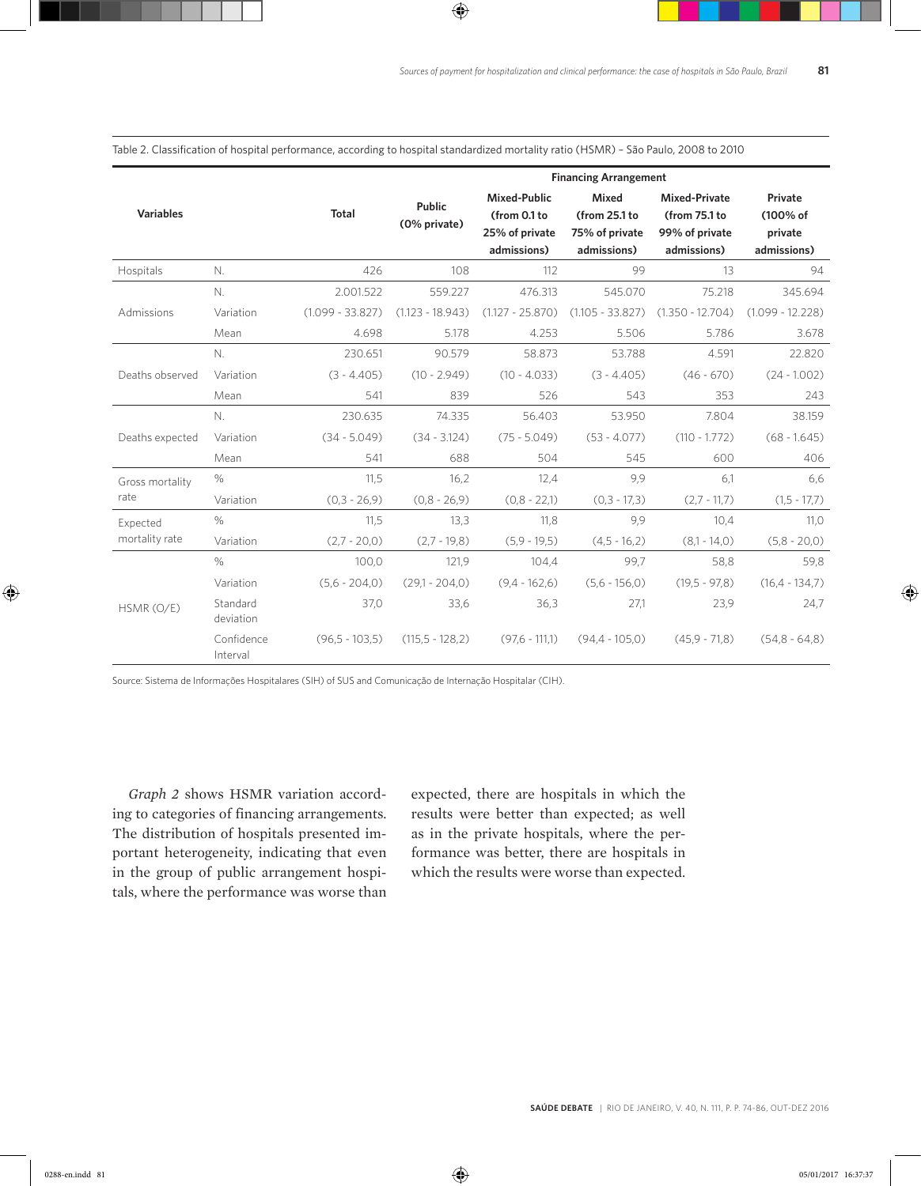Table 2. Classification of hospital performance, according to hospital standardized mortality ratio (HSMR) – São Paulo, 2008 to 2010

| Variables | | Total | Financing Arrangement | | | | |
|---|---|---|---|---|---|---|---|
| | | | Public (0% private) | Mixed-Public (from 0.1 to 25% of private admissions) | Mixed (from 25.1 to 75% of private admissions) | Mixed-Private (from 75.1 to 99% of private admissions) | Private (100% of private admissions) |
| Hospitals | N. | 426 | 108 | 112 | 99 | 13 | 94 |
| Admissions | N. | 2.001.522 | 559.227 | 476.313 | 545.070 | 75.218 | 345.694 |
| | Variation | (1.099 - 33.827) | (1.123 - 18.943) | (1.127 - 25.870) | (1.105 - 33.827) | (1.350 - 12.704) | (1.099 - 12.228) |
| | Mean | 4.698 | 5.178 | 4.253 | 5.506 | 5.786 | 3.678 |
| Deaths observed | N. | 230.651 | 90.579 | 58.873 | 53.788 | 4.591 | 22.820 |
| | Variation | (3 - 4.405) | (10 - 2.949) | (10 - 4.033) | (3 - 4.405) | (46 - 670) | (24 - 1.002) |
| | Mean | 541 | 839 | 526 | 543 | 353 | 243 |
| Deaths expected | N. | 230.635 | 74.335 | 56.403 | 53.950 | 7.804 | 38.159 |
| | Variation | (34 - 5.049) | (34 - 3.124) | (75 - 5.049) | (53 - 4.077) | (110 - 1.772) | (68 - 1.645) |
| | Mean | 541 | 688 | 504 | 545 | 600 | 406 |
| Gross mortality rate | % | 11,5 | 16,2 | 12,4 | 9,9 | 6,1 | 6,6 |
| | Variation | (0,3 - 26,9) | (0,8 - 26,9) | (0,8 - 22,1) | (0,3 - 17,3) | (2,7 - 11,7) | (1,5 - 17,7) |
| Expected mortality rate | % | 11,5 | 13,3 | 11,8 | 9,9 | 10,4 | 11,0 |
| | Variation | (2,7 - 20,0) | (2,7 - 19,8) | (5,9 - 19,5) | (4,5 - 16,2) | (8,1 - 14,0) | (5,8 - 20,0) |
| HSMR (O/E) | % | 100,0 | 121,9 | 104,4 | 99,7 | 58,8 | 59,8 |
| | Variation | (5,6 - 204,0) | (29,1 - 204,0) | (9,4 - 162,6) | (5,6 - 156,0) | (19,5 - 97,8) | (16,4 - 134,7) |
| | Standard deviation | 37,0 | 33,6 | 36,3 | 27,1 | 23,9 | 24,7 |
| | Confidence Interval | (96,5 - 103,5) | (115,5 - 128,2) | (97,6 - 111,1) | (94,4 - 105,0) | (45,9 - 71,8) | (54,8 - 64,8) |

Source: Sistema de Informações Hospitalares (SIH) of SUS and Comunicação de Internação Hospitalar (CIH).

*Graph 2* shows HSMR variation according to categories of financing arrangements. The distribution of hospitals presented important heterogeneity, indicating that even in the group of public arrangement hospitals, where the performance was worse than expected, there are hospitals in which the results were better than expected; as well as in the private hospitals, where the performance was better, there are hospitals in which the results were worse than expected.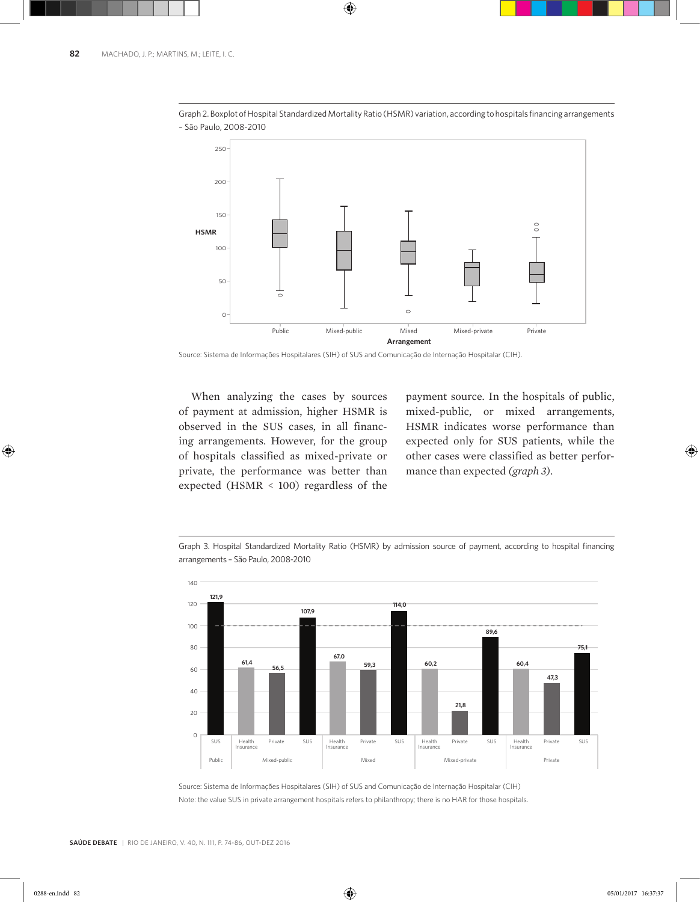Graph 2. Boxplot of Hospital Standardized Mortality Ratio (HSMR) variation, according to hospitals financing arrangements – São Paulo, 2008-2010

Source: Sistema de Informações Hospitalares (SIH) of SUS and Comunicação de Internação Hospitalar (CIH).

When analyzing the cases by sources of payment at admission, higher HSMR is observed in the SUS cases, in all financing arrangements. However, for the group of hospitals classified as mixed-private or private, the performance was better than expected (HSMR < 100) regardless of the payment source. In the hospitals of public, mixed-public, or mixed arrangements, HSMR indicates worse performance than expected only for SUS patients, while the other cases were classified as better performance than expected *(graph 3)*.

Graph 3. Hospital Standardized Mortality Ratio (HSMR) by admission source of payment, according to hospital financing arrangements – São Paulo, 2008-2010

| Arrangement | Source of payment | HSMR |
|---|---|---|
| Public | SUS | 121,9 |
| Mixed-public | Health Insurance | 61,4 |
| | Private | 56,5 |
| | SUS | 107,9 |
| Mixed | Health Insurance | 67,0 |
| | Private | 59,3 |
| | SUS | 114,0 |
| Mixed-private | Health Insurance | 60,2 |
| | Private | 21,8 |
| | SUS | 89,6 |
| Private | Health Insurance | 60,4 |
| | Private | 47,3 |
| | SUS | 75,1 |

Source: Sistema de Informações Hospitalares (SIH) of SUS and Comunicação de Internação Hospitalar (CIH)

Note: the value SUS in private arrangement hospitals refers to philanthropy; there is no HAR for those hospitals.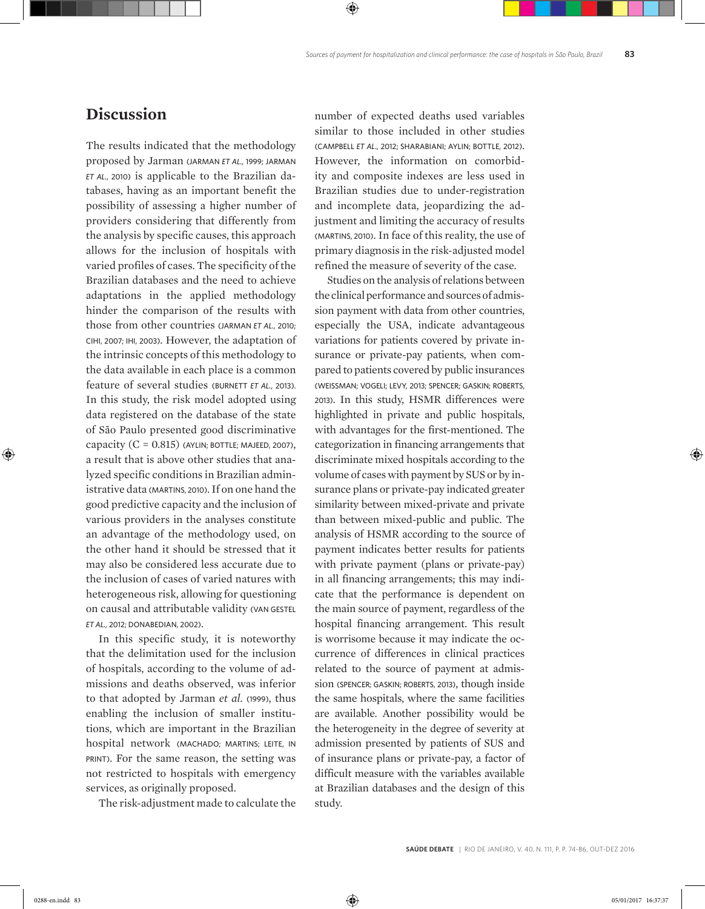## Discussion

The results indicated that the methodology proposed by Jarman (JARMAN *ET AL.*, 1999; JARMAN *ET AL.*, 2010) is applicable to the Brazilian databases, having as an important benefit the possibility of assessing a higher number of providers considering that differently from the analysis by specific causes, this approach allows for the inclusion of hospitals with varied profiles of cases. The specificity of the Brazilian databases and the need to achieve adaptations in the applied methodology hinder the comparison of the results with those from other countries (JARMAN *ET AL.*, 2010; CIHI, 2007; IHI, 2003). However, the adaptation of the intrinsic concepts of this methodology to the data available in each place is a common feature of several studies (BURNETT *ET AL.*, 2013). In this study, the risk model adopted using data registered on the database of the state of São Paulo presented good discriminative capacity (C = 0.815) (AYLIN; BOTTLE; MAJEED, 2007), a result that is above other studies that analyzed specific conditions in Brazilian administrative data (MARTINS, 2010). If on one hand the good predictive capacity and the inclusion of various providers in the analyses constitute an advantage of the methodology used, on the other hand it should be stressed that it may also be considered less accurate due to the inclusion of cases of varied natures with heterogeneous risk, allowing for questioning on causal and attributable validity (VAN GESTEL *ET AL.*, 2012; DONABEDIAN, 2002).

In this specific study, it is noteworthy that the delimitation used for the inclusion of hospitals, according to the volume of admissions and deaths observed, was inferior to that adopted by Jarman *et al.* (1999), thus enabling the inclusion of smaller institutions, which are important in the Brazilian hospital network (MACHADO; MARTINS; LEITE, IN PRINT). For the same reason, the setting was not restricted to hospitals with emergency services, as originally proposed.

The risk-adjustment made to calculate the number of expected deaths used variables similar to those included in other studies (CAMPBELL *ET AL.*, 2012; SHARABIANI; AYLIN; BOTTLE, 2012). However, the information on comorbidity and composite indexes are less used in Brazilian studies due to under-registration and incomplete data, jeopardizing the adjustment and limiting the accuracy of results (MARTINS, 2010). In face of this reality, the use of primary diagnosis in the risk-adjusted model refined the measure of severity of the case.

Studies on the analysis of relations between the clinical performance and sources of admission payment with data from other countries, especially the USA, indicate advantageous variations for patients covered by private insurance or private-pay patients, when compared to patients covered by public insurances (WEISSMAN; VOGELI; LEVY, 2013; SPENCER; GASKIN; ROBERTS, 2013). In this study, HSMR differences were highlighted in private and public hospitals, with advantages for the first-mentioned. The categorization in financing arrangements that discriminate mixed hospitals according to the volume of cases with payment by SUS or by insurance plans or private-pay indicated greater similarity between mixed-private and private than between mixed-public and public. The analysis of HSMR according to the source of payment indicates better results for patients with private payment (plans or private-pay) in all financing arrangements; this may indicate that the performance is dependent on the main source of payment, regardless of the hospital financing arrangement. This result is worrisome because it may indicate the occurrence of differences in clinical practices related to the source of payment at admission (SPENCER; GASKIN; ROBERTS, 2013), though inside the same hospitals, where the same facilities are available. Another possibility would be the heterogeneity in the degree of severity at admission presented by patients of SUS and of insurance plans or private-pay, a factor of difficult measure with the variables available at Brazilian databases and the design of this study.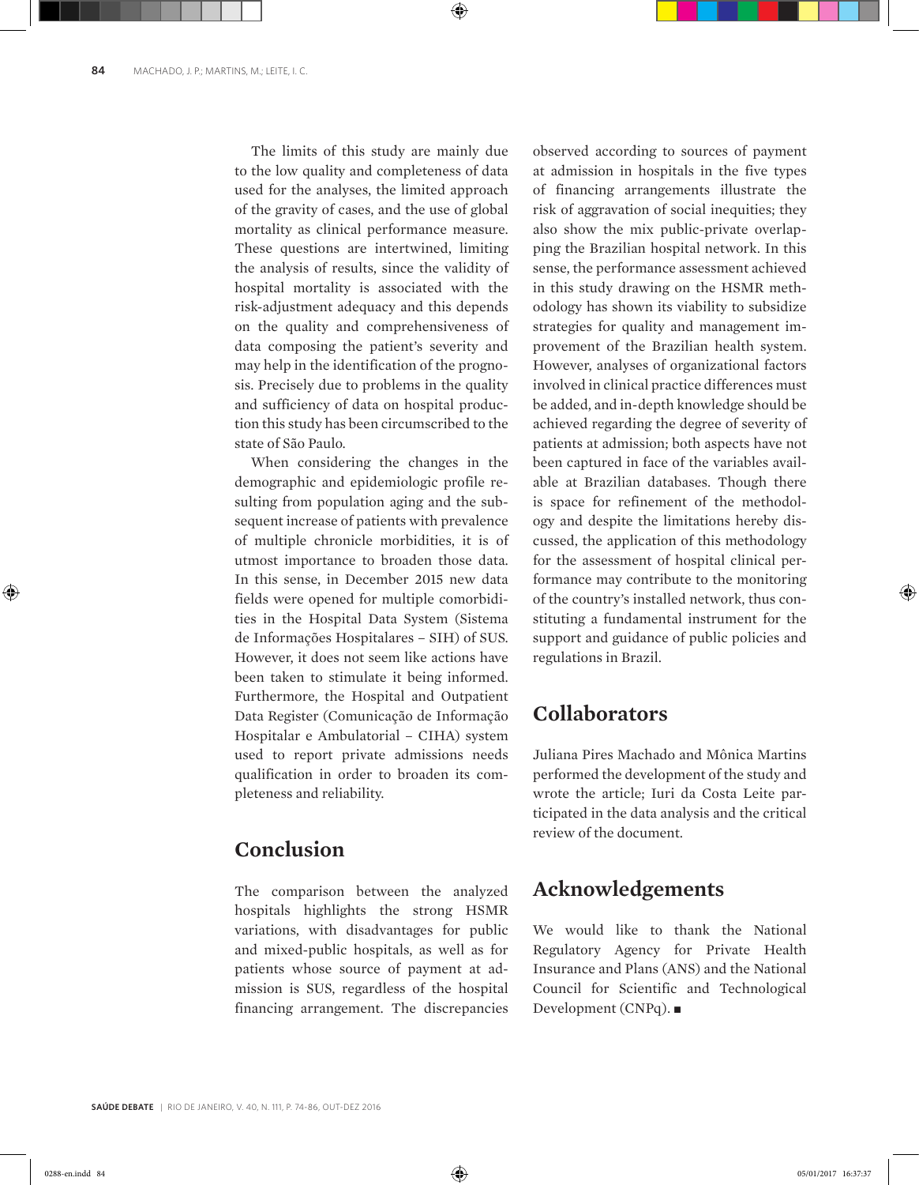The limits of this study are mainly due to the low quality and completeness of data used for the analyses, the limited approach of the gravity of cases, and the use of global mortality as clinical performance measure. These questions are intertwined, limiting the analysis of results, since the validity of hospital mortality is associated with the risk-adjustment adequacy and this depends on the quality and comprehensiveness of data composing the patient's severity and may help in the identification of the prognosis. Precisely due to problems in the quality and sufficiency of data on hospital production this study has been circumscribed to the state of São Paulo.

When considering the changes in the demographic and epidemiologic profile resulting from population aging and the subsequent increase of patients with prevalence of multiple chronicle morbidities, it is of utmost importance to broaden those data. In this sense, in December 2015 new data fields were opened for multiple comorbidities in the Hospital Data System (Sistema de Informações Hospitalares – SIH) of SUS. However, it does not seem like actions have been taken to stimulate it being informed. Furthermore, the Hospital and Outpatient Data Register (Comunicação de Informação Hospitalar e Ambulatorial – CIHA) system used to report private admissions needs qualification in order to broaden its completeness and reliability.

## Conclusion

The comparison between the analyzed hospitals highlights the strong HSMR variations, with disadvantages for public and mixed-public hospitals, as well as for patients whose source of payment at admission is SUS, regardless of the hospital financing arrangement. The discrepancies observed according to sources of payment at admission in hospitals in the five types of financing arrangements illustrate the risk of aggravation of social inequities; they also show the mix public-private overlapping the Brazilian hospital network. In this sense, the performance assessment achieved in this study drawing on the HSMR methodology has shown its viability to subsidize strategies for quality and management improvement of the Brazilian health system. However, analyses of organizational factors involved in clinical practice differences must be added, and in-depth knowledge should be achieved regarding the degree of severity of patients at admission; both aspects have not been captured in face of the variables available at Brazilian databases. Though there is space for refinement of the methodology and despite the limitations hereby discussed, the application of this methodology for the assessment of hospital clinical performance may contribute to the monitoring of the country's installed network, thus constituting a fundamental instrument for the support and guidance of public policies and regulations in Brazil.

## Collaborators

Juliana Pires Machado and Mônica Martins performed the development of the study and wrote the article; Iuri da Costa Leite participated in the data analysis and the critical review of the document.

## Acknowledgements

We would like to thank the National Regulatory Agency for Private Health Insurance and Plans (ANS) and the National Council for Scientific and Technological Development (CNPq). ■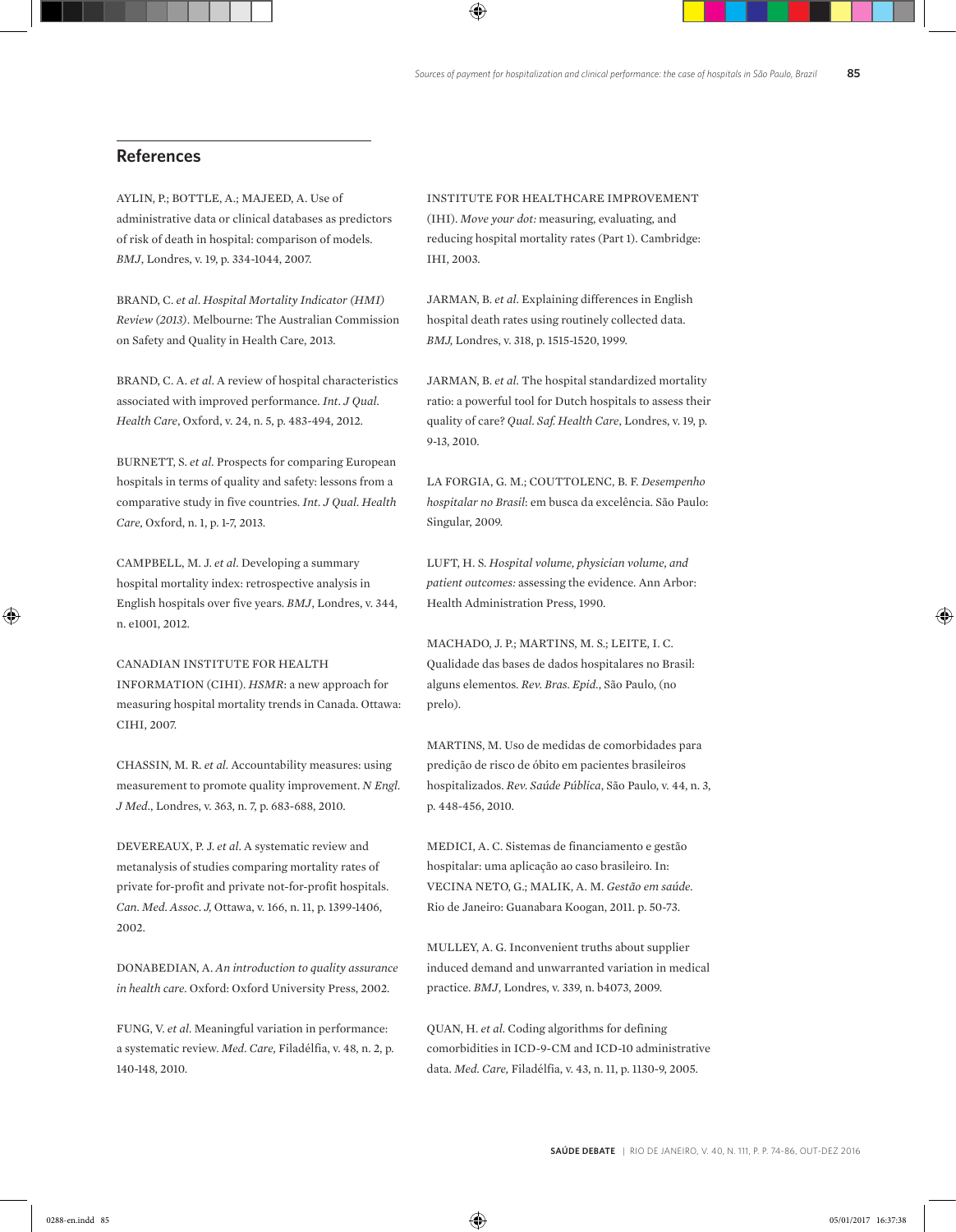## References

AYLIN, P.; BOTTLE, A.; MAJEED, A. Use of administrative data or clinical databases as predictors of risk of death in hospital: comparison of models. *BMJ*, Londres, v. 19, p. 334-1044, 2007.

BRAND, C. *et al*. *Hospital Mortality Indicator (HMI) Review (2013)*. Melbourne: The Australian Commission on Safety and Quality in Health Care, 2013.

BRAND, C. A. *et al*. A review of hospital characteristics associated with improved performance. *Int. J Qual. Health Care*, Oxford, v. 24, n. 5, p. 483-494, 2012.

BURNETT, S. *et al*. Prospects for comparing European hospitals in terms of quality and safety: lessons from a comparative study in five countries. *Int. J Qual. Health Care*, Oxford, n. 1, p. 1-7, 2013.

CAMPBELL, M. J. *et al*. Developing a summary hospital mortality index: retrospective analysis in English hospitals over five years. *BMJ*, Londres, v. 344, n. e1001, 2012.

CANADIAN INSTITUTE FOR HEALTH INFORMATION (CIHI). *HSMR*: a new approach for measuring hospital mortality trends in Canada. Ottawa: CIHI, 2007.

CHASSIN, M. R. *et al*. Accountability measures: using measurement to promote quality improvement. *N Engl. J Med.*, Londres, v. 363, n. 7, p. 683-688, 2010.

DEVEREAUX, P. J. *et al*. A systematic review and metanalysis of studies comparing mortality rates of private for-profit and private not-for-profit hospitals. *Can. Med. Assoc. J*, Ottawa, v. 166, n. 11, p. 1399-1406, 2002.

DONABEDIAN, A. *An introduction to quality assurance in health care*. Oxford: Oxford University Press, 2002.

FUNG, V. *et al*. Meaningful variation in performance: a systematic review. *Med. Care*, Filadélfia, v. 48, n. 2, p. 140-148, 2010.

INSTITUTE FOR HEALTHCARE IMPROVEMENT (IHI). *Move your dot:* measuring, evaluating, and reducing hospital mortality rates (Part 1). Cambridge: IHI, 2003.

JARMAN, B. *et al*. Explaining differences in English hospital death rates using routinely collected data. *BMJ*, Londres, v. 318, p. 1515-1520, 1999.

JARMAN, B. *et al*. The hospital standardized mortality ratio: a powerful tool for Dutch hospitals to assess their quality of care? *Qual. Saf. Health Care*, Londres, v. 19, p. 9-13, 2010.

LA FORGIA, G. M.; COUTTOLENC, B. F. *Desempenho hospitalar no Brasil*: em busca da excelência. São Paulo: Singular, 2009.

LUFT, H. S. *Hospital volume, physician volume, and patient outcomes:* assessing the evidence. Ann Arbor: Health Administration Press, 1990.

MACHADO, J. P.; MARTINS, M. S.; LEITE, I. C. Qualidade das bases de dados hospitalares no Brasil: alguns elementos. *Rev. Bras. Epid.*, São Paulo, (no prelo).

MARTINS, M. Uso de medidas de comorbidades para predição de risco de óbito em pacientes brasileiros hospitalizados. *Rev. Saúde Pública*, São Paulo, v. 44, n. 3, p. 448-456, 2010.

MEDICI, A. C. Sistemas de financiamento e gestão hospitalar: uma aplicação ao caso brasileiro. In: VECINA NETO, G.; MALIK, A. M. *Gestão em saúde*. Rio de Janeiro: Guanabara Koogan, 2011. p. 50-73.

MULLEY, A. G. Inconvenient truths about supplier induced demand and unwarranted variation in medical practice. *BMJ*, Londres, v. 339, n. b4073, 2009.

QUAN, H. *et al*. Coding algorithms for defining comorbidities in ICD-9-CM and ICD-10 administrative data. *Med. Care*, Filadélfia, v. 43, n. 11, p. 1130-9, 2005.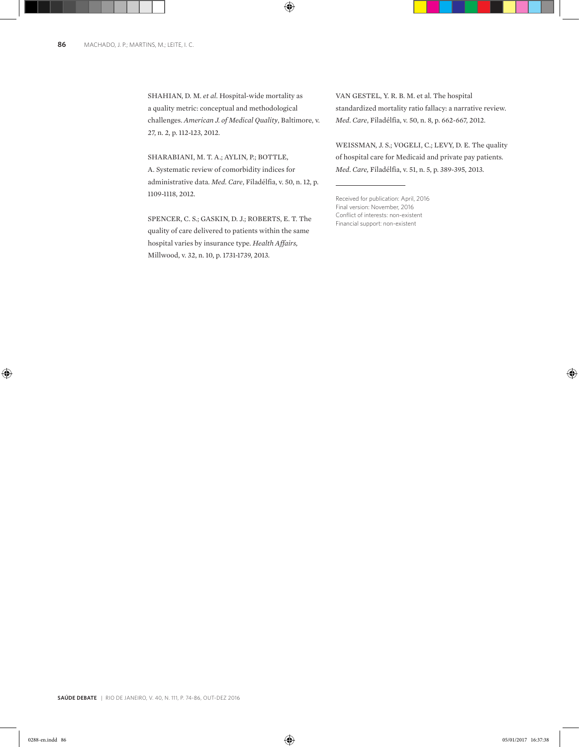SHAHIAN, D. M. *et al.* Hospital-wide mortality as a quality metric: conceptual and methodological challenges. *American J. of Medical Quality*, Baltimore, v. 27, n. 2, p. 112-123, 2012.

SHARABIANI, M. T. A.; AYLIN, P.; BOTTLE, A. Systematic review of comorbidity indices for administrative data. *Med. Care*, Filadélfia, v. 50, n. 12, p. 1109-1118, 2012.

SPENCER, C. S.; GASKIN, D. J.; ROBERTS, E. T. The quality of care delivered to patients within the same hospital varies by insurance type. *Health Affairs*, Millwood, v. 32, n. 10, p. 1731-1739, 2013.

VAN GESTEL, Y. R. B. M. et al. The hospital standardized mortality ratio fallacy: a narrative review. *Med. Care*, Filadélfia, v. 50, n. 8, p. 662-667, 2012.

WEISSMAN, J. S.; VOGELI, C.; LEVY, D. E. The quality of hospital care for Medicaid and private pay patients. *Med. Care*, Filadélfia, v. 51, n. 5, p. 389-395, 2013.

---

Received for publication: April, 2016
Final version: November, 2016
Conflict of interests: non-existent
Financial support: non-existent